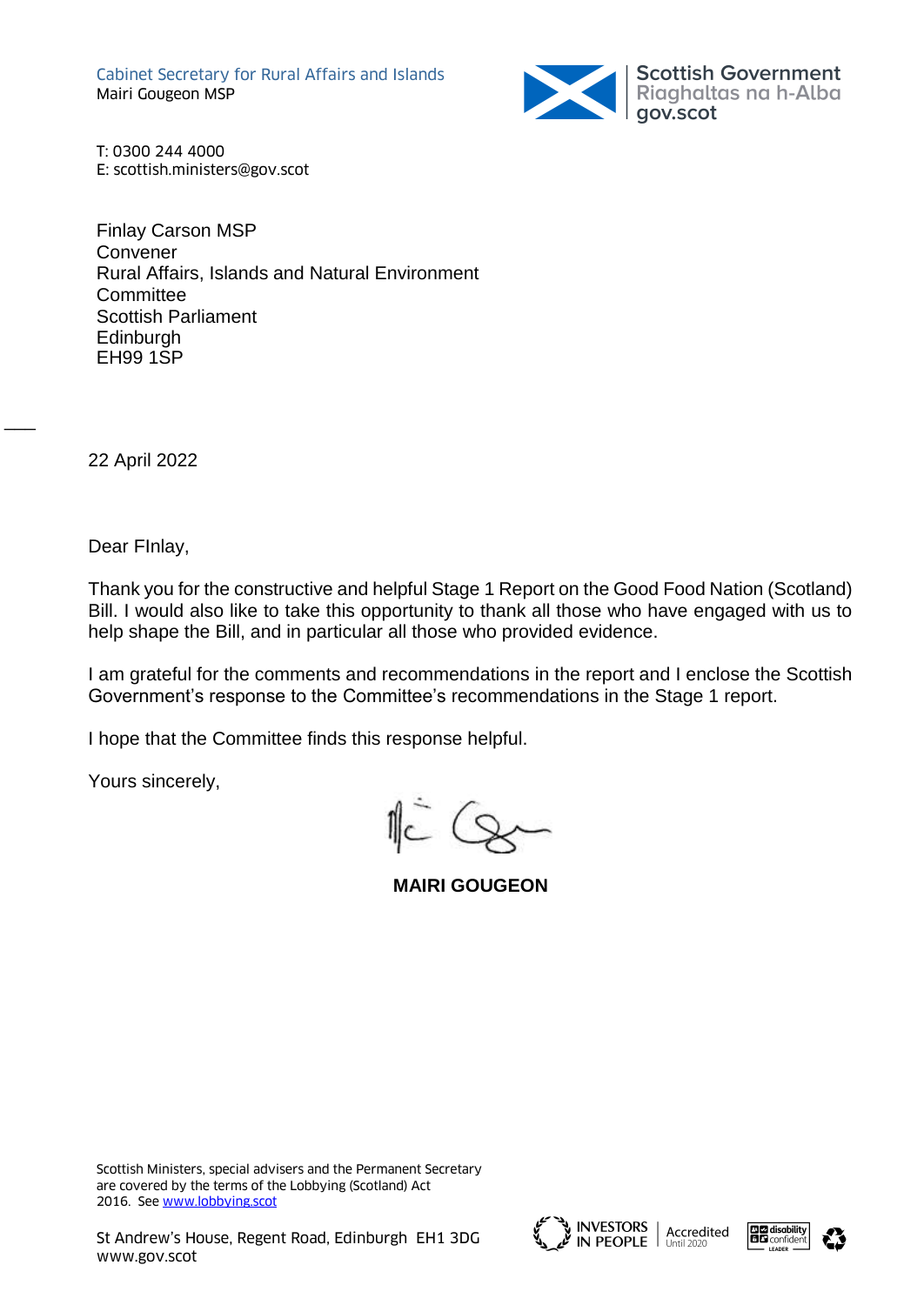Cabinet Secretary for Rural Affairs and Islands
Mairi Gougeon MSP

Scottish Government
Riaghaltas na h-Alba
gov.scot

T: 0300 244 4000
E: scottish.ministers@gov.scot

Finlay Carson MSP
Convener
Rural Affairs, Islands and Natural Environment Committee
Scottish Parliament
Edinburgh
EH99 1SP

22 April 2022

Dear FInlay,

Thank you for the constructive and helpful Stage 1 Report on the Good Food Nation (Scotland) Bill. I would also like to take this opportunity to thank all those who have engaged with us to help shape the Bill, and in particular all those who provided evidence.

I am grateful for the comments and recommendations in the report and I enclose the Scottish Government's response to the Committee's recommendations in the Stage 1 report.

I hope that the Committee finds this response helpful.

Yours sincerely,

**MAIRI GOUGEON**

Scottish Ministers, special advisers and the Permanent Secretary are covered by the terms of the Lobbying (Scotland) Act 2016. See [www.lobbying.scot](www.lobbying.scot)

St Andrew's House, Regent Road, Edinburgh EH1 3DG
www.gov.scot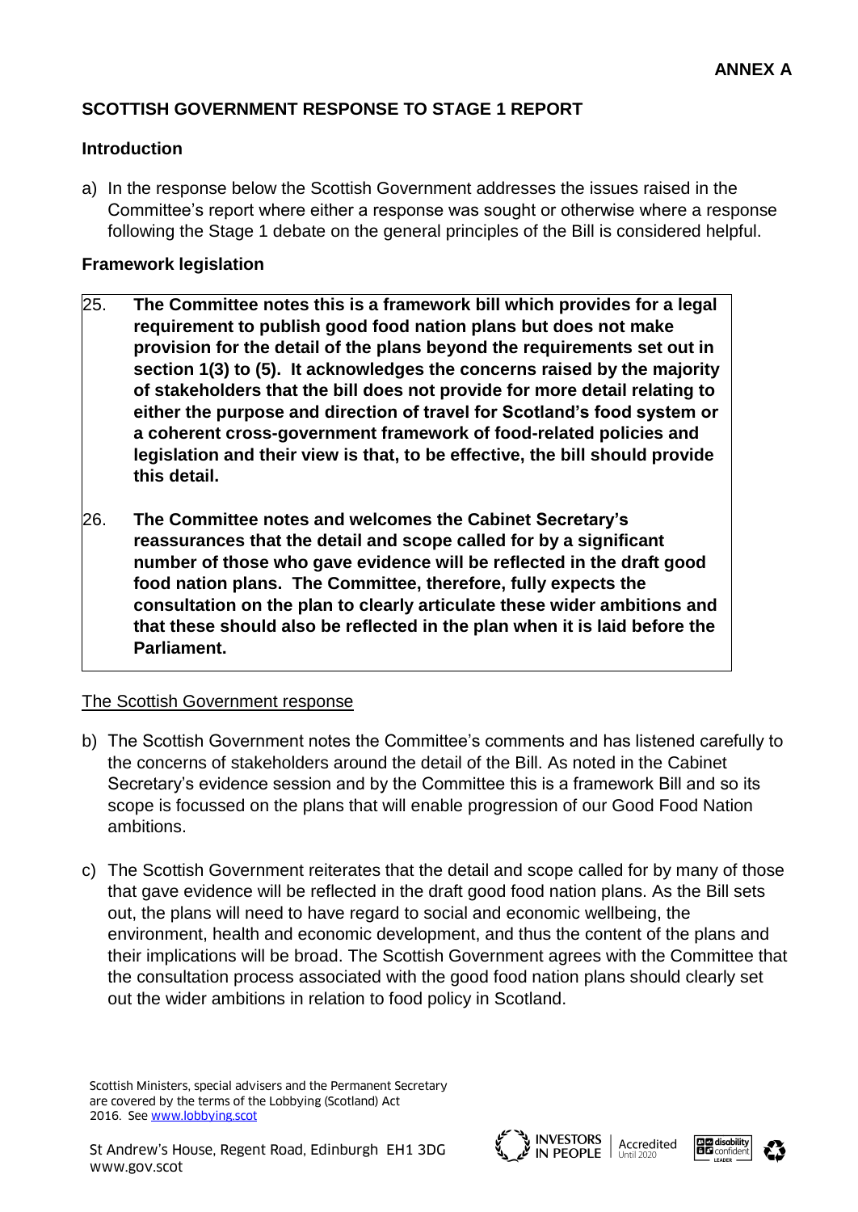**ANNEX A**

## SCOTTISH GOVERNMENT RESPONSE TO STAGE 1 REPORT

### Introduction

a) In the response below the Scottish Government addresses the issues raised in the Committee's report where either a response was sought or otherwise where a response following the Stage 1 debate on the general principles of the Bill is considered helpful.

### Framework legislation

> 25. **The Committee notes this is a framework bill which provides for a legal requirement to publish good food nation plans but does not make provision for the detail of the plans beyond the requirements set out in section 1(3) to (5). It acknowledges the concerns raised by the majority of stakeholders that the bill does not provide for more detail relating to either the purpose and direction of travel for Scotland's food system or a coherent cross-government framework of food-related policies and legislation and their view is that, to be effective, the bill should provide this detail.**
>
> 26. **The Committee notes and welcomes the Cabinet Secretary's reassurances that the detail and scope called for by a significant number of those who gave evidence will be reflected in the draft good food nation plans. The Committee, therefore, fully expects the consultation on the plan to clearly articulate these wider ambitions and that these should also be reflected in the plan when it is laid before the Parliament.**

The Scottish Government response

b) The Scottish Government notes the Committee's comments and has listened carefully to the concerns of stakeholders around the detail of the Bill. As noted in the Cabinet Secretary's evidence session and by the Committee this is a framework Bill and so its scope is focussed on the plans that will enable progression of our Good Food Nation ambitions.

c) The Scottish Government reiterates that the detail and scope called for by many of those that gave evidence will be reflected in the draft good food nation plans. As the Bill sets out, the plans will need to have regard to social and economic wellbeing, the environment, health and economic development, and thus the content of the plans and their implications will be broad. The Scottish Government agrees with the Committee that the consultation process associated with the good food nation plans should clearly set out the wider ambitions in relation to food policy in Scotland.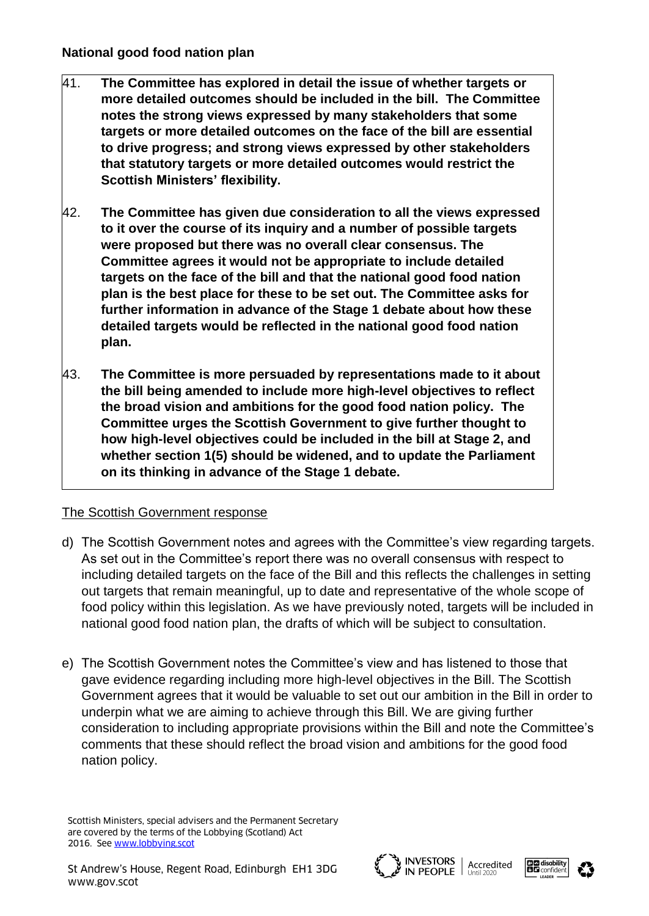**National good food nation plan**

41. **The Committee has explored in detail the issue of whether targets or more detailed outcomes should be included in the bill. The Committee notes the strong views expressed by many stakeholders that some targets or more detailed outcomes on the face of the bill are essential to drive progress; and strong views expressed by other stakeholders that statutory targets or more detailed outcomes would restrict the Scottish Ministers' flexibility.**

42. **The Committee has given due consideration to all the views expressed to it over the course of its inquiry and a number of possible targets were proposed but there was no overall clear consensus. The Committee agrees it would not be appropriate to include detailed targets on the face of the bill and that the national good food nation plan is the best place for these to be set out. The Committee asks for further information in advance of the Stage 1 debate about how these detailed targets would be reflected in the national good food nation plan.**

43. **The Committee is more persuaded by representations made to it about the bill being amended to include more high-level objectives to reflect the broad vision and ambitions for the good food nation policy. The Committee urges the Scottish Government to give further thought to how high-level objectives could be included in the bill at Stage 2, and whether section 1(5) should be widened, and to update the Parliament on its thinking in advance of the Stage 1 debate.**

The Scottish Government response

d) The Scottish Government notes and agrees with the Committee's view regarding targets. As set out in the Committee's report there was no overall consensus with respect to including detailed targets on the face of the Bill and this reflects the challenges in setting out targets that remain meaningful, up to date and representative of the whole scope of food policy within this legislation. As we have previously noted, targets will be included in national good food nation plan, the drafts of which will be subject to consultation.

e) The Scottish Government notes the Committee's view and has listened to those that gave evidence regarding including more high-level objectives in the Bill. The Scottish Government agrees that it would be valuable to set out our ambition in the Bill in order to underpin what we are aiming to achieve through this Bill. We are giving further consideration to including appropriate provisions within the Bill and note the Committee's comments that these should reflect the broad vision and ambitions for the good food nation policy.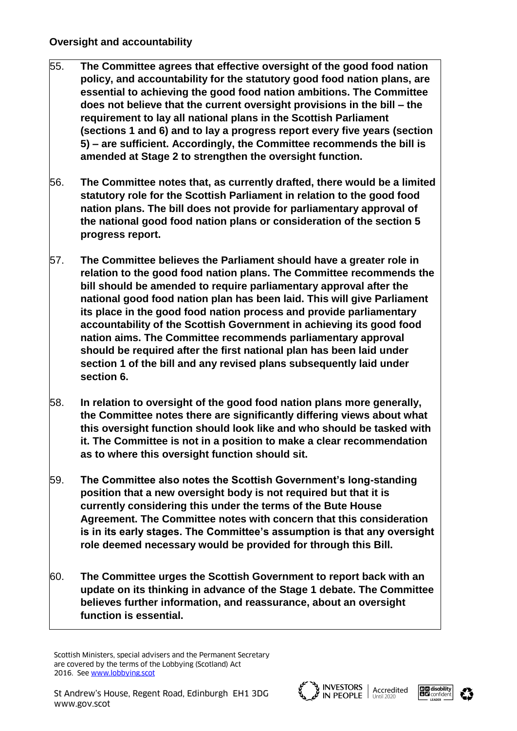**Oversight and accountability**

55. **The Committee agrees that effective oversight of the good food nation policy, and accountability for the statutory good food nation plans, are essential to achieving the good food nation ambitions. The Committee does not believe that the current oversight provisions in the bill – the requirement to lay all national plans in the Scottish Parliament (sections 1 and 6) and to lay a progress report every five years (section 5) – are sufficient. Accordingly, the Committee recommends the bill is amended at Stage 2 to strengthen the oversight function.**

56. **The Committee notes that, as currently drafted, there would be a limited statutory role for the Scottish Parliament in relation to the good food nation plans. The bill does not provide for parliamentary approval of the national good food nation plans or consideration of the section 5 progress report.**

57. **The Committee believes the Parliament should have a greater role in relation to the good food nation plans. The Committee recommends the bill should be amended to require parliamentary approval after the national good food nation plan has been laid. This will give Parliament its place in the good food nation process and provide parliamentary accountability of the Scottish Government in achieving its good food nation aims. The Committee recommends parliamentary approval should be required after the first national plan has been laid under section 1 of the bill and any revised plans subsequently laid under section 6.**

58. **In relation to oversight of the good food nation plans more generally, the Committee notes there are significantly differing views about what this oversight function should look like and who should be tasked with it. The Committee is not in a position to make a clear recommendation as to where this oversight function should sit.**

59. **The Committee also notes the Scottish Government's long-standing position that a new oversight body is not required but that it is currently considering this under the terms of the Bute House Agreement. The Committee notes with concern that this consideration is in its early stages. The Committee's assumption is that any oversight role deemed necessary would be provided for through this Bill.**

60. **The Committee urges the Scottish Government to report back with an update on its thinking in advance of the Stage 1 debate. The Committee believes further information, and reassurance, about an oversight function is essential.**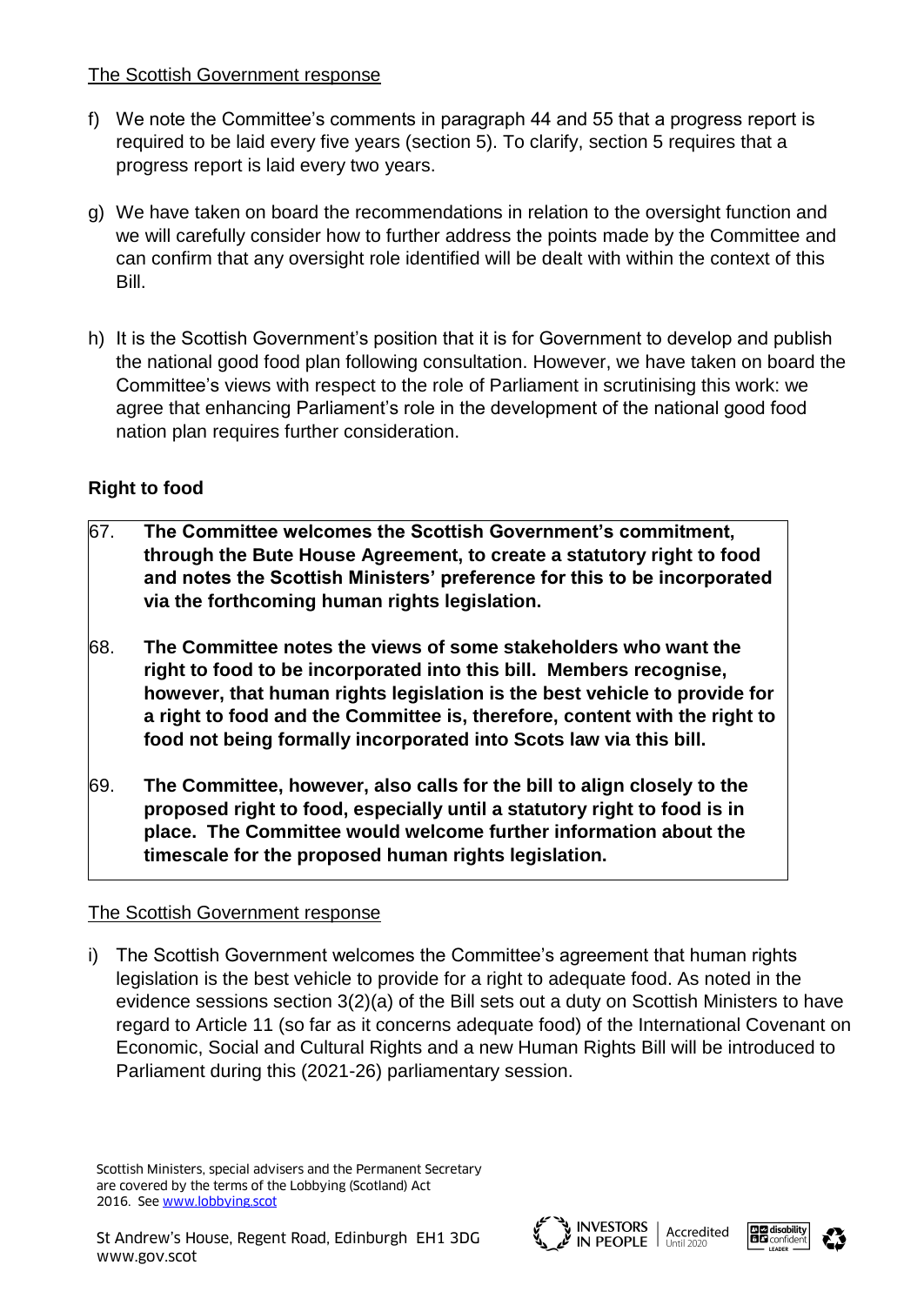The Scottish Government response

f) We note the Committee's comments in paragraph 44 and 55 that a progress report is required to be laid every five years (section 5). To clarify, section 5 requires that a progress report is laid every two years.

g) We have taken on board the recommendations in relation to the oversight function and we will carefully consider how to further address the points made by the Committee and can confirm that any oversight role identified will be dealt with within the context of this Bill.

h) It is the Scottish Government's position that it is for Government to develop and publish the national good food plan following consultation. However, we have taken on board the Committee's views with respect to the role of Parliament in scrutinising this work: we agree that enhancing Parliament's role in the development of the national good food nation plan requires further consideration.

**Right to food**

67. **The Committee welcomes the Scottish Government's commitment, through the Bute House Agreement, to create a statutory right to food and notes the Scottish Ministers' preference for this to be incorporated via the forthcoming human rights legislation.**

68. **The Committee notes the views of some stakeholders who want the right to food to be incorporated into this bill. Members recognise, however, that human rights legislation is the best vehicle to provide for a right to food and the Committee is, therefore, content with the right to food not being formally incorporated into Scots law via this bill.**

69. **The Committee, however, also calls for the bill to align closely to the proposed right to food, especially until a statutory right to food is in place. The Committee would welcome further information about the timescale for the proposed human rights legislation.**

The Scottish Government response

i) The Scottish Government welcomes the Committee's agreement that human rights legislation is the best vehicle to provide for a right to adequate food. As noted in the evidence sessions section 3(2)(a) of the Bill sets out a duty on Scottish Ministers to have regard to Article 11 (so far as it concerns adequate food) of the International Covenant on Economic, Social and Cultural Rights and a new Human Rights Bill will be introduced to Parliament during this (2021-26) parliamentary session.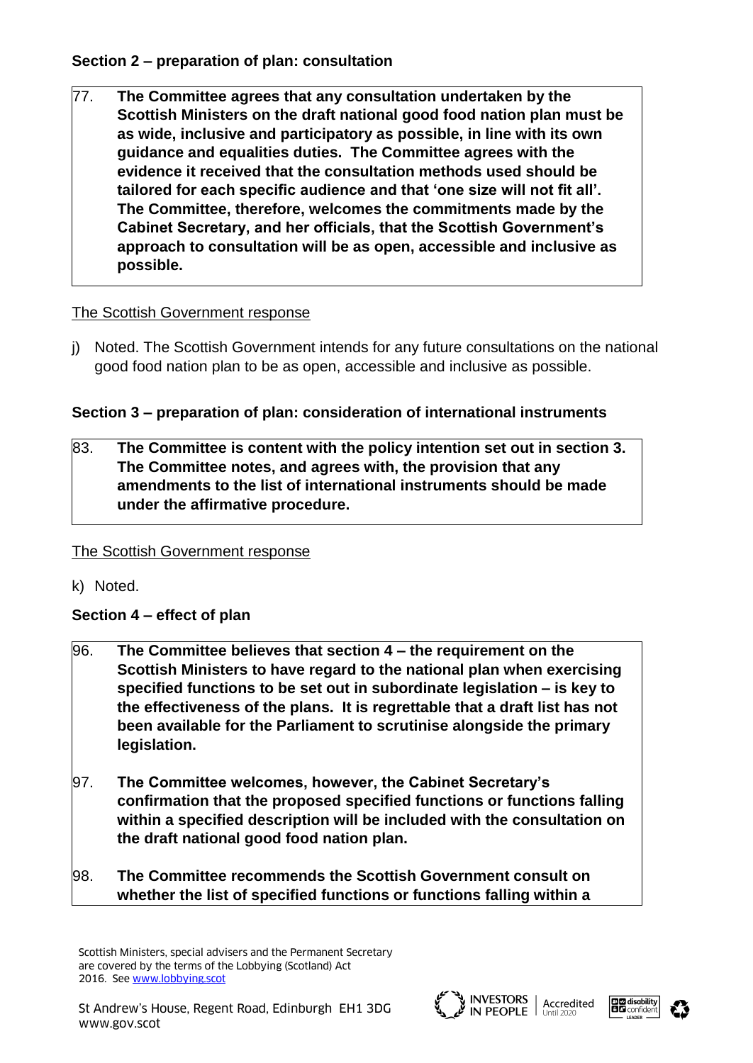**Section 2 – preparation of plan: consultation**

77. **The Committee agrees that any consultation undertaken by the Scottish Ministers on the draft national good food nation plan must be as wide, inclusive and participatory as possible, in line with its own guidance and equalities duties. The Committee agrees with the evidence it received that the consultation methods used should be tailored for each specific audience and that 'one size will not fit all'. The Committee, therefore, welcomes the commitments made by the Cabinet Secretary, and her officials, that the Scottish Government's approach to consultation will be as open, accessible and inclusive as possible.**

The Scottish Government response

j) Noted. The Scottish Government intends for any future consultations on the national good food nation plan to be as open, accessible and inclusive as possible.

**Section 3 – preparation of plan: consideration of international instruments**

83. **The Committee is content with the policy intention set out in section 3. The Committee notes, and agrees with, the provision that any amendments to the list of international instruments should be made under the affirmative procedure.**

The Scottish Government response

k) Noted.

**Section 4 – effect of plan**

96. **The Committee believes that section 4 – the requirement on the Scottish Ministers to have regard to the national plan when exercising specified functions to be set out in subordinate legislation – is key to the effectiveness of the plans. It is regrettable that a draft list has not been available for the Parliament to scrutinise alongside the primary legislation.**

97. **The Committee welcomes, however, the Cabinet Secretary's confirmation that the proposed specified functions or functions falling within a specified description will be included with the consultation on the draft national good food nation plan.**

98. **The Committee recommends the Scottish Government consult on whether the list of specified functions or functions falling within a**

Scottish Ministers, special advisers and the Permanent Secretary are covered by the terms of the Lobbying (Scotland) Act 2016. See www.lobbying.scot

St Andrew's House, Regent Road, Edinburgh EH1 3DG
www.gov.scot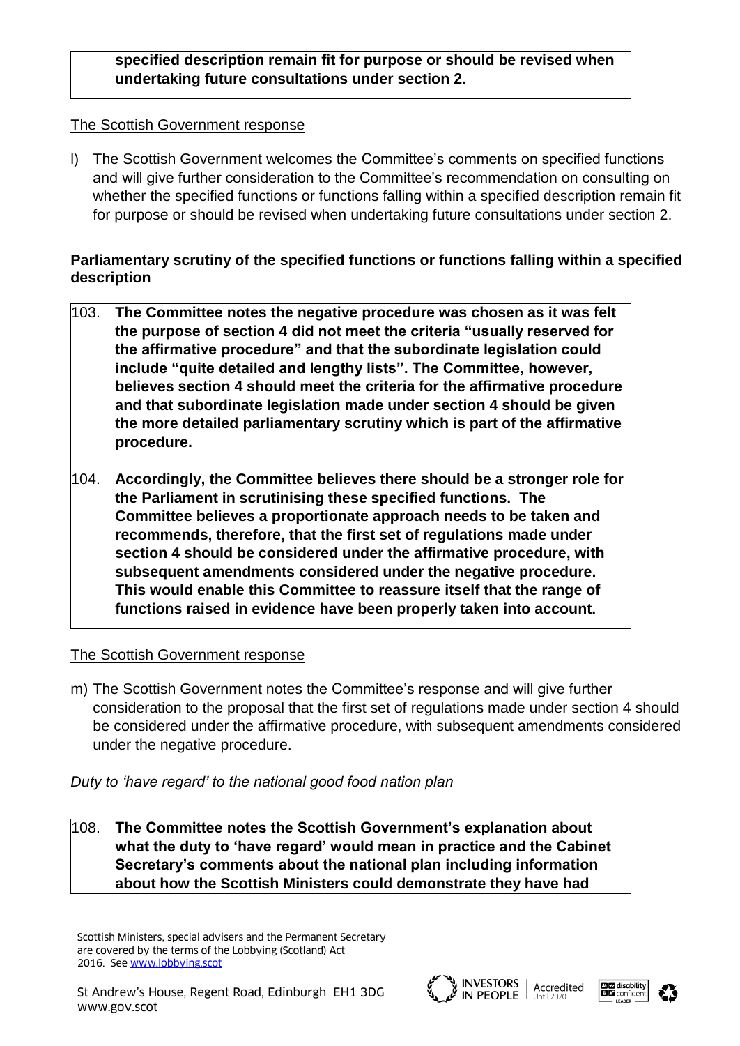**specified description remain fit for purpose or should be revised when undertaking future consultations under section 2.**

The Scottish Government response

l) The Scottish Government welcomes the Committee's comments on specified functions and will give further consideration to the Committee's recommendation on consulting on whether the specified functions or functions falling within a specified description remain fit for purpose or should be revised when undertaking future consultations under section 2.

**Parliamentary scrutiny of the specified functions or functions falling within a specified description**

103. **The Committee notes the negative procedure was chosen as it was felt the purpose of section 4 did not meet the criteria "usually reserved for the affirmative procedure" and that the subordinate legislation could include "quite detailed and lengthy lists". The Committee, however, believes section 4 should meet the criteria for the affirmative procedure and that subordinate legislation made under section 4 should be given the more detailed parliamentary scrutiny which is part of the affirmative procedure.**

104. **Accordingly, the Committee believes there should be a stronger role for the Parliament in scrutinising these specified functions. The Committee believes a proportionate approach needs to be taken and recommends, therefore, that the first set of regulations made under section 4 should be considered under the affirmative procedure, with subsequent amendments considered under the negative procedure. This would enable this Committee to reassure itself that the range of functions raised in evidence have been properly taken into account.**

The Scottish Government response

m) The Scottish Government notes the Committee's response and will give further consideration to the proposal that the first set of regulations made under section 4 should be considered under the affirmative procedure, with subsequent amendments considered under the negative procedure.

*Duty to 'have regard' to the national good food nation plan*

108. **The Committee notes the Scottish Government's explanation about what the duty to 'have regard' would mean in practice and the Cabinet Secretary's comments about the national plan including information about how the Scottish Ministers could demonstrate they have had**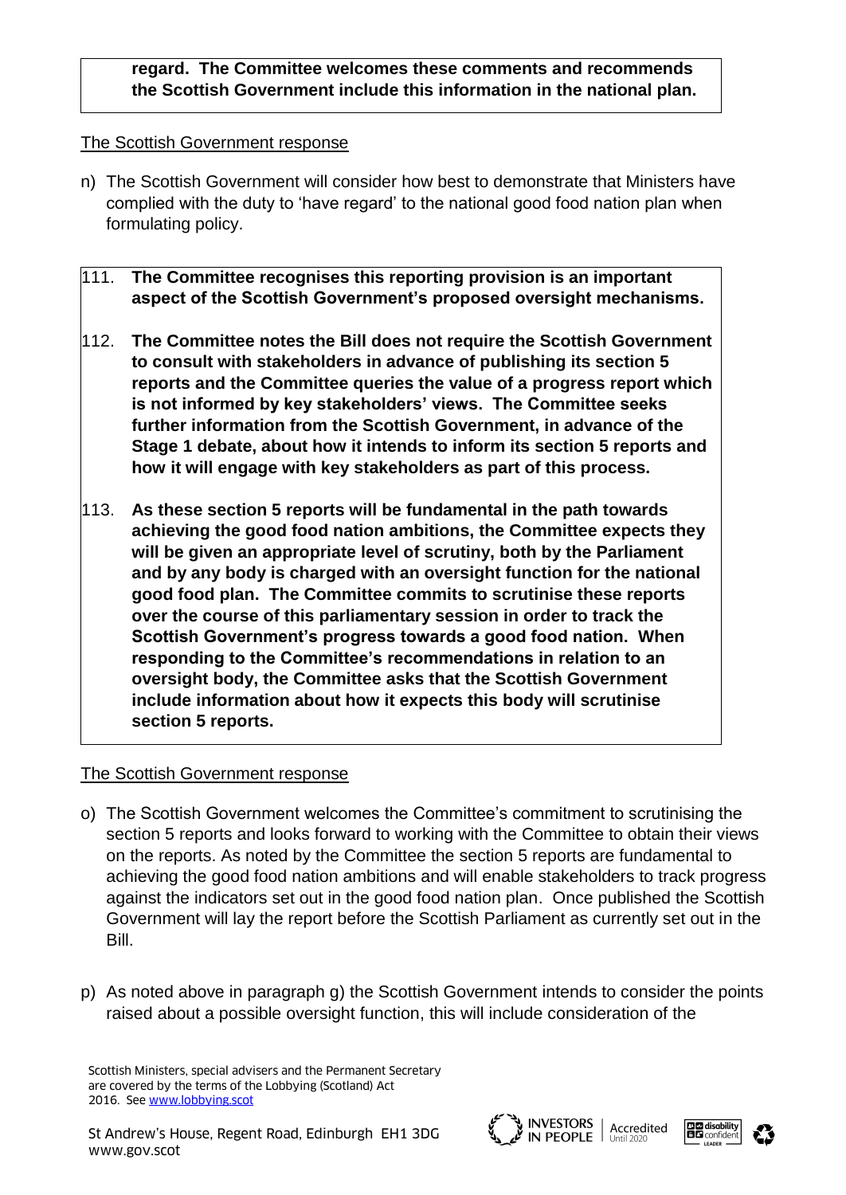**regard. The Committee welcomes these comments and recommends the Scottish Government include this information in the national plan.**

The Scottish Government response

n) The Scottish Government will consider how best to demonstrate that Ministers have complied with the duty to 'have regard' to the national good food nation plan when formulating policy.

111. **The Committee recognises this reporting provision is an important aspect of the Scottish Government's proposed oversight mechanisms.**

112. **The Committee notes the Bill does not require the Scottish Government to consult with stakeholders in advance of publishing its section 5 reports and the Committee queries the value of a progress report which is not informed by key stakeholders' views. The Committee seeks further information from the Scottish Government, in advance of the Stage 1 debate, about how it intends to inform its section 5 reports and how it will engage with key stakeholders as part of this process.**

113. **As these section 5 reports will be fundamental in the path towards achieving the good food nation ambitions, the Committee expects they will be given an appropriate level of scrutiny, both by the Parliament and by any body is charged with an oversight function for the national good food plan. The Committee commits to scrutinise these reports over the course of this parliamentary session in order to track the Scottish Government's progress towards a good food nation. When responding to the Committee's recommendations in relation to an oversight body, the Committee asks that the Scottish Government include information about how it expects this body will scrutinise section 5 reports.**

The Scottish Government response

o) The Scottish Government welcomes the Committee's commitment to scrutinising the section 5 reports and looks forward to working with the Committee to obtain their views on the reports. As noted by the Committee the section 5 reports are fundamental to achieving the good food nation ambitions and will enable stakeholders to track progress against the indicators set out in the good food nation plan. Once published the Scottish Government will lay the report before the Scottish Parliament as currently set out in the Bill.

p) As noted above in paragraph g) the Scottish Government intends to consider the points raised about a possible oversight function, this will include consideration of the

Scottish Ministers, special advisers and the Permanent Secretary are covered by the terms of the Lobbying (Scotland) Act 2016. See www.lobbying.scot

St Andrew's House, Regent Road, Edinburgh EH1 3DG
www.gov.scot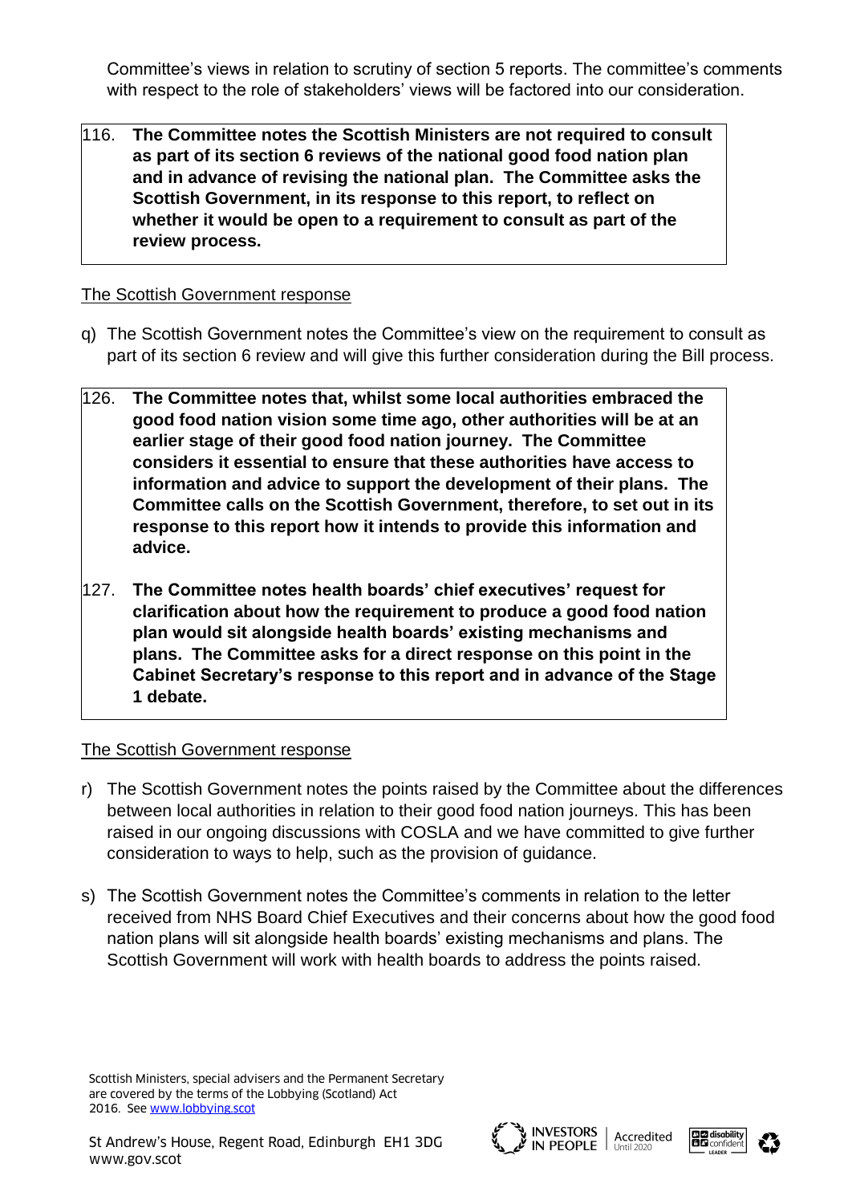Committee's views in relation to scrutiny of section 5 reports. The committee's comments with respect to the role of stakeholders' views will be factored into our consideration.

116. **The Committee notes the Scottish Ministers are not required to consult as part of its section 6 reviews of the national good food nation plan and in advance of revising the national plan. The Committee asks the Scottish Government, in its response to this report, to reflect on whether it would be open to a requirement to consult as part of the review process.**

<u>The Scottish Government response</u>

q) The Scottish Government notes the Committee's view on the requirement to consult as part of its section 6 review and will give this further consideration during the Bill process.

126. **The Committee notes that, whilst some local authorities embraced the good food nation vision some time ago, other authorities will be at an earlier stage of their good food nation journey. The Committee considers it essential to ensure that these authorities have access to information and advice to support the development of their plans. The Committee calls on the Scottish Government, therefore, to set out in its response to this report how it intends to provide this information and advice.**

127. **The Committee notes health boards' chief executives' request for clarification about how the requirement to produce a good food nation plan would sit alongside health boards' existing mechanisms and plans. The Committee asks for a direct response on this point in the Cabinet Secretary's response to this report and in advance of the Stage 1 debate.**

<u>The Scottish Government response</u>

r) The Scottish Government notes the points raised by the Committee about the differences between local authorities in relation to their good food nation journeys. This has been raised in our ongoing discussions with COSLA and we have committed to give further consideration to ways to help, such as the provision of guidance.

s) The Scottish Government notes the Committee's comments in relation to the letter received from NHS Board Chief Executives and their concerns about how the good food nation plans will sit alongside health boards' existing mechanisms and plans. The Scottish Government will work with health boards to address the points raised.

Scottish Ministers, special advisers and the Permanent Secretary are covered by the terms of the Lobbying (Scotland) Act 2016. See www.lobbying.scot

St Andrew's House, Regent Road, Edinburgh EH1 3DG
www.gov.scot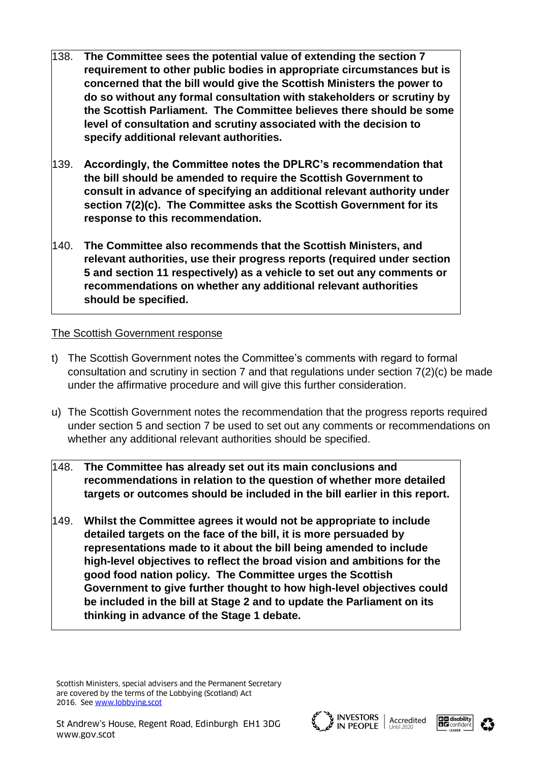138. **The Committee sees the potential value of extending the section 7 requirement to other public bodies in appropriate circumstances but is concerned that the bill would give the Scottish Ministers the power to do so without any formal consultation with stakeholders or scrutiny by the Scottish Parliament. The Committee believes there should be some level of consultation and scrutiny associated with the decision to specify additional relevant authorities.**

139. **Accordingly, the Committee notes the DPLRC's recommendation that the bill should be amended to require the Scottish Government to consult in advance of specifying an additional relevant authority under section 7(2)(c). The Committee asks the Scottish Government for its response to this recommendation.**

140. **The Committee also recommends that the Scottish Ministers, and relevant authorities, use their progress reports (required under section 5 and section 11 respectively) as a vehicle to set out any comments or recommendations on whether any additional relevant authorities should be specified.**

The Scottish Government response

t) The Scottish Government notes the Committee's comments with regard to formal consultation and scrutiny in section 7 and that regulations under section 7(2)(c) be made under the affirmative procedure and will give this further consideration.

u) The Scottish Government notes the recommendation that the progress reports required under section 5 and section 7 be used to set out any comments or recommendations on whether any additional relevant authorities should be specified.

148. **The Committee has already set out its main conclusions and recommendations in relation to the question of whether more detailed targets or outcomes should be included in the bill earlier in this report.**

149. **Whilst the Committee agrees it would not be appropriate to include detailed targets on the face of the bill, it is more persuaded by representations made to it about the bill being amended to include high-level objectives to reflect the broad vision and ambitions for the good food nation policy. The Committee urges the Scottish Government to give further thought to how high-level objectives could be included in the bill at Stage 2 and to update the Parliament on its thinking in advance of the Stage 1 debate.**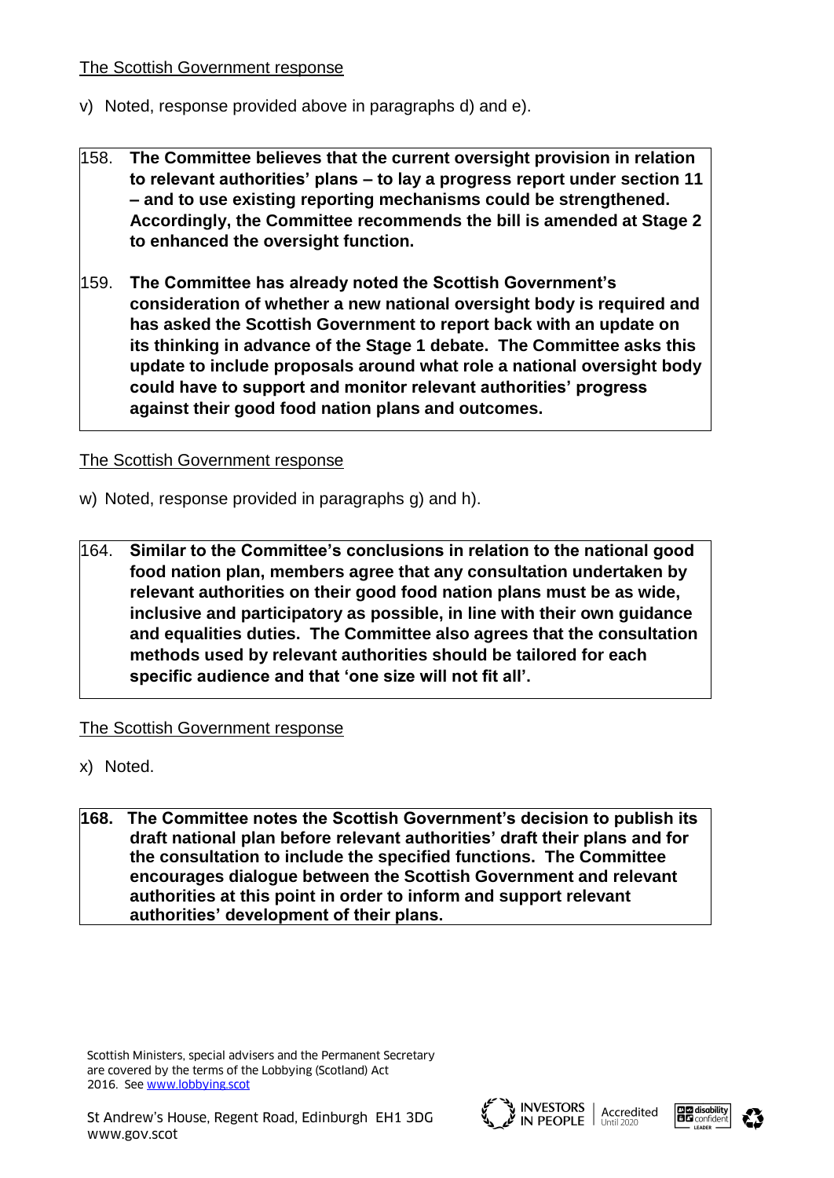The Scottish Government response

v) Noted, response provided above in paragraphs d) and e).

158. **The Committee believes that the current oversight provision in relation to relevant authorities' plans – to lay a progress report under section 11 – and to use existing reporting mechanisms could be strengthened. Accordingly, the Committee recommends the bill is amended at Stage 2 to enhanced the oversight function.**

159. **The Committee has already noted the Scottish Government's consideration of whether a new national oversight body is required and has asked the Scottish Government to report back with an update on its thinking in advance of the Stage 1 debate. The Committee asks this update to include proposals around what role a national oversight body could have to support and monitor relevant authorities' progress against their good food nation plans and outcomes.**

The Scottish Government response

w) Noted, response provided in paragraphs g) and h).

164. **Similar to the Committee's conclusions in relation to the national good food nation plan, members agree that any consultation undertaken by relevant authorities on their good food nation plans must be as wide, inclusive and participatory as possible, in line with their own guidance and equalities duties. The Committee also agrees that the consultation methods used by relevant authorities should be tailored for each specific audience and that 'one size will not fit all'.**

The Scottish Government response

x) Noted.

**168. The Committee notes the Scottish Government's decision to publish its draft national plan before relevant authorities' draft their plans and for the consultation to include the specified functions. The Committee encourages dialogue between the Scottish Government and relevant authorities at this point in order to inform and support relevant authorities' development of their plans.**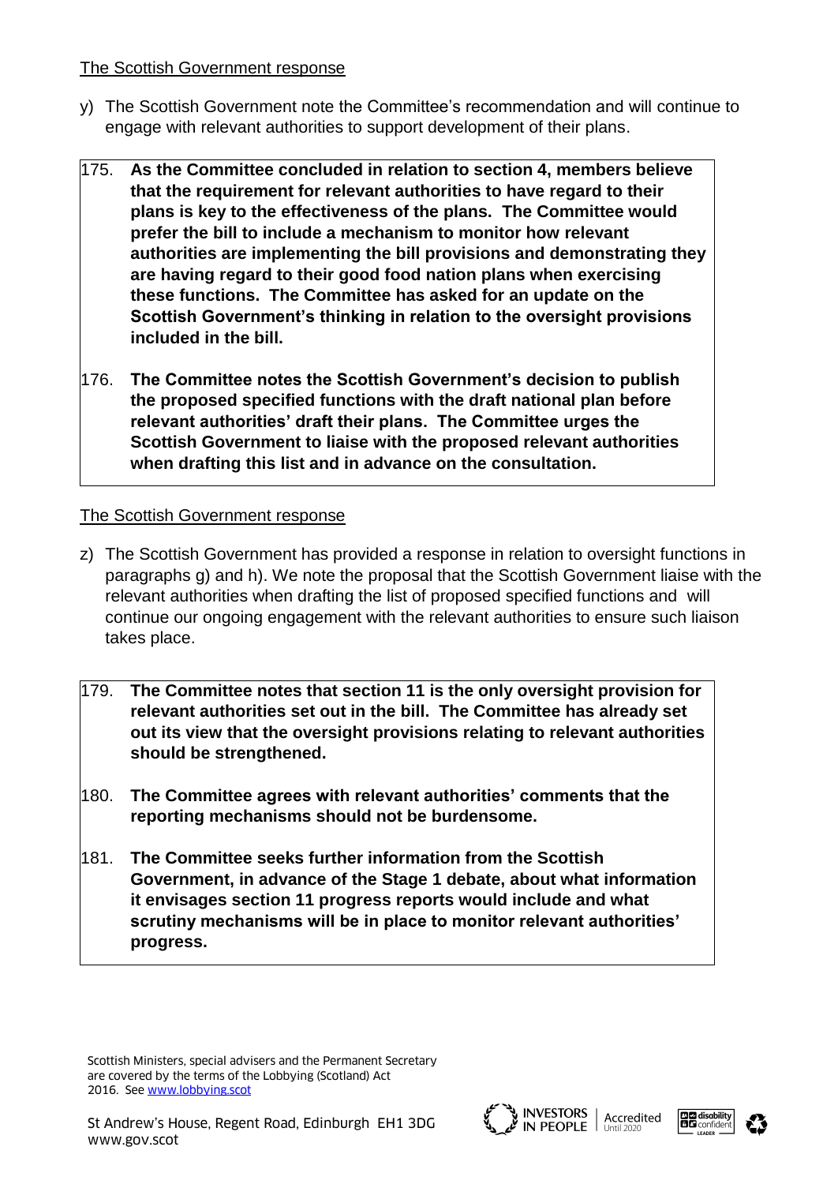The Scottish Government response

y) The Scottish Government note the Committee's recommendation and will continue to engage with relevant authorities to support development of their plans.

175. **As the Committee concluded in relation to section 4, members believe that the requirement for relevant authorities to have regard to their plans is key to the effectiveness of the plans. The Committee would prefer the bill to include a mechanism to monitor how relevant authorities are implementing the bill provisions and demonstrating they are having regard to their good food nation plans when exercising these functions. The Committee has asked for an update on the Scottish Government's thinking in relation to the oversight provisions included in the bill.**

176. **The Committee notes the Scottish Government's decision to publish the proposed specified functions with the draft national plan before relevant authorities' draft their plans. The Committee urges the Scottish Government to liaise with the proposed relevant authorities when drafting this list and in advance on the consultation.**

The Scottish Government response

z) The Scottish Government has provided a response in relation to oversight functions in paragraphs g) and h). We note the proposal that the Scottish Government liaise with the relevant authorities when drafting the list of proposed specified functions and will continue our ongoing engagement with the relevant authorities to ensure such liaison takes place.

179. **The Committee notes that section 11 is the only oversight provision for relevant authorities set out in the bill. The Committee has already set out its view that the oversight provisions relating to relevant authorities should be strengthened.**

180. **The Committee agrees with relevant authorities' comments that the reporting mechanisms should not be burdensome.**

181. **The Committee seeks further information from the Scottish Government, in advance of the Stage 1 debate, about what information it envisages section 11 progress reports would include and what scrutiny mechanisms will be in place to monitor relevant authorities' progress.**

Scottish Ministers, special advisers and the Permanent Secretary are covered by the terms of the Lobbying (Scotland) Act 2016. See www.lobbying.scot

St Andrew's House, Regent Road, Edinburgh EH1 3DG
www.gov.scot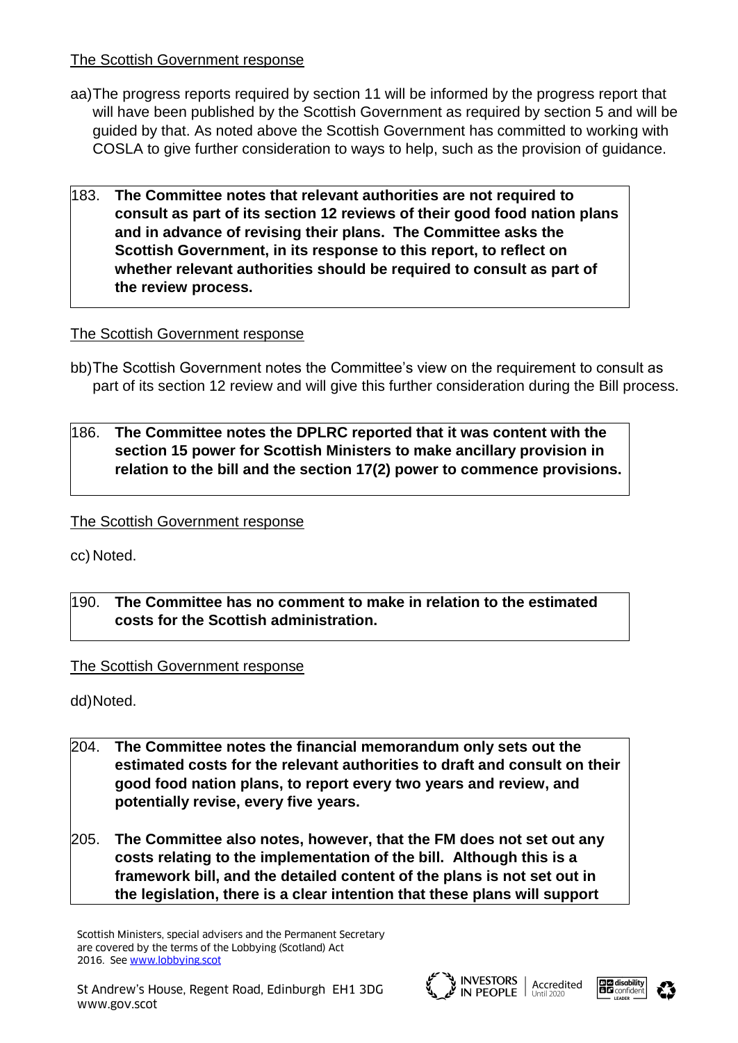The Scottish Government response

aa) The progress reports required by section 11 will be informed by the progress report that will have been published by the Scottish Government as required by section 5 and will be guided by that. As noted above the Scottish Government has committed to working with COSLA to give further consideration to ways to help, such as the provision of guidance.

183. **The Committee notes that relevant authorities are not required to consult as part of its section 12 reviews of their good food nation plans and in advance of revising their plans. The Committee asks the Scottish Government, in its response to this report, to reflect on whether relevant authorities should be required to consult as part of the review process.**

The Scottish Government response

bb) The Scottish Government notes the Committee's view on the requirement to consult as part of its section 12 review and will give this further consideration during the Bill process.

186. **The Committee notes the DPLRC reported that it was content with the section 15 power for Scottish Ministers to make ancillary provision in relation to the bill and the section 17(2) power to commence provisions.**

The Scottish Government response

cc) Noted.

190. **The Committee has no comment to make in relation to the estimated costs for the Scottish administration.**

The Scottish Government response

dd) Noted.

204. **The Committee notes the financial memorandum only sets out the estimated costs for the relevant authorities to draft and consult on their good food nation plans, to report every two years and review, and potentially revise, every five years.**

205. **The Committee also notes, however, that the FM does not set out any costs relating to the implementation of the bill. Although this is a framework bill, and the detailed content of the plans is not set out in the legislation, there is a clear intention that these plans will support**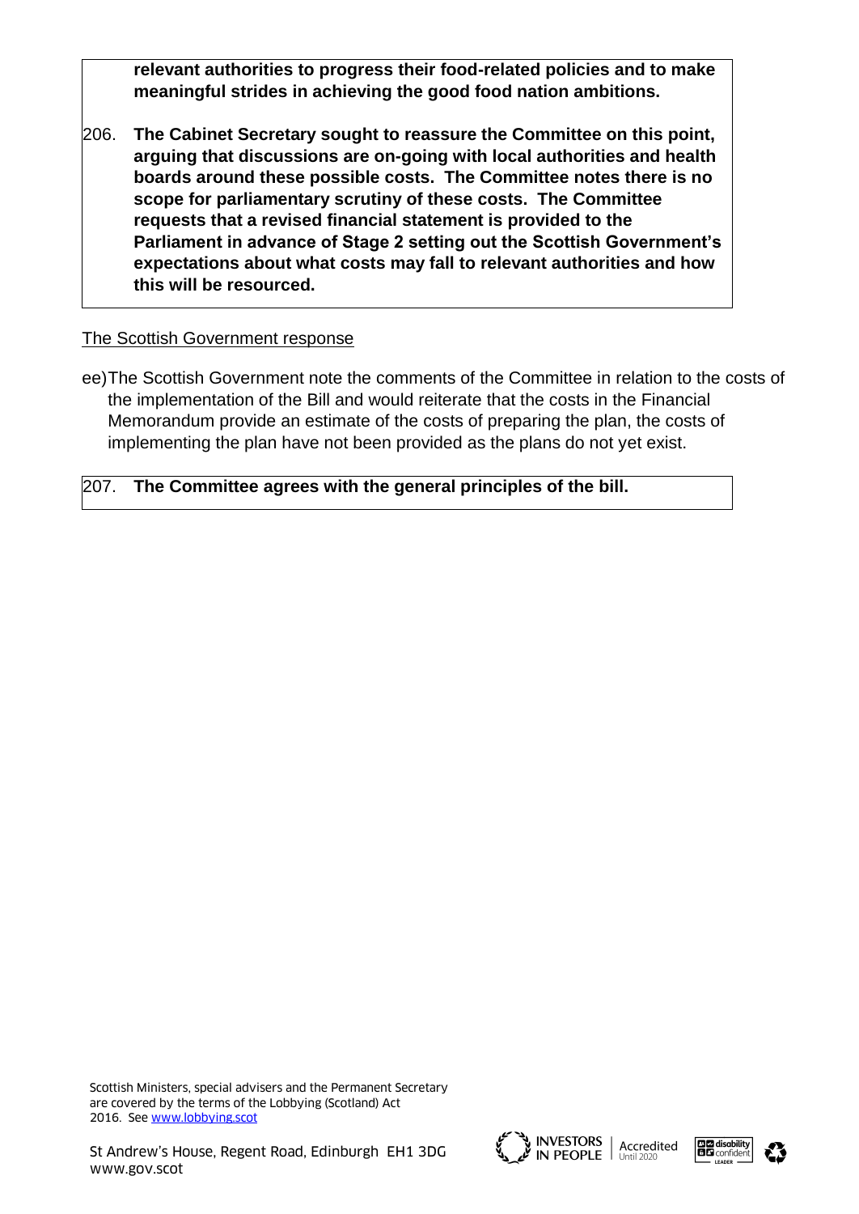**relevant authorities to progress their food-related policies and to make meaningful strides in achieving the good food nation ambitions.**

206. **The Cabinet Secretary sought to reassure the Committee on this point, arguing that discussions are on-going with local authorities and health boards around these possible costs. The Committee notes there is no scope for parliamentary scrutiny of these costs. The Committee requests that a revised financial statement is provided to the Parliament in advance of Stage 2 setting out the Scottish Government's expectations about what costs may fall to relevant authorities and how this will be resourced.**

The Scottish Government response

ee) The Scottish Government note the comments of the Committee in relation to the costs of the implementation of the Bill and would reiterate that the costs in the Financial Memorandum provide an estimate of the costs of preparing the plan, the costs of implementing the plan have not been provided as the plans do not yet exist.

207. **The Committee agrees with the general principles of the bill.**

Scottish Ministers, special advisers and the Permanent Secretary are covered by the terms of the Lobbying (Scotland) Act 2016. See www.lobbying.scot

St Andrew's House, Regent Road, Edinburgh EH1 3DG
www.gov.scot